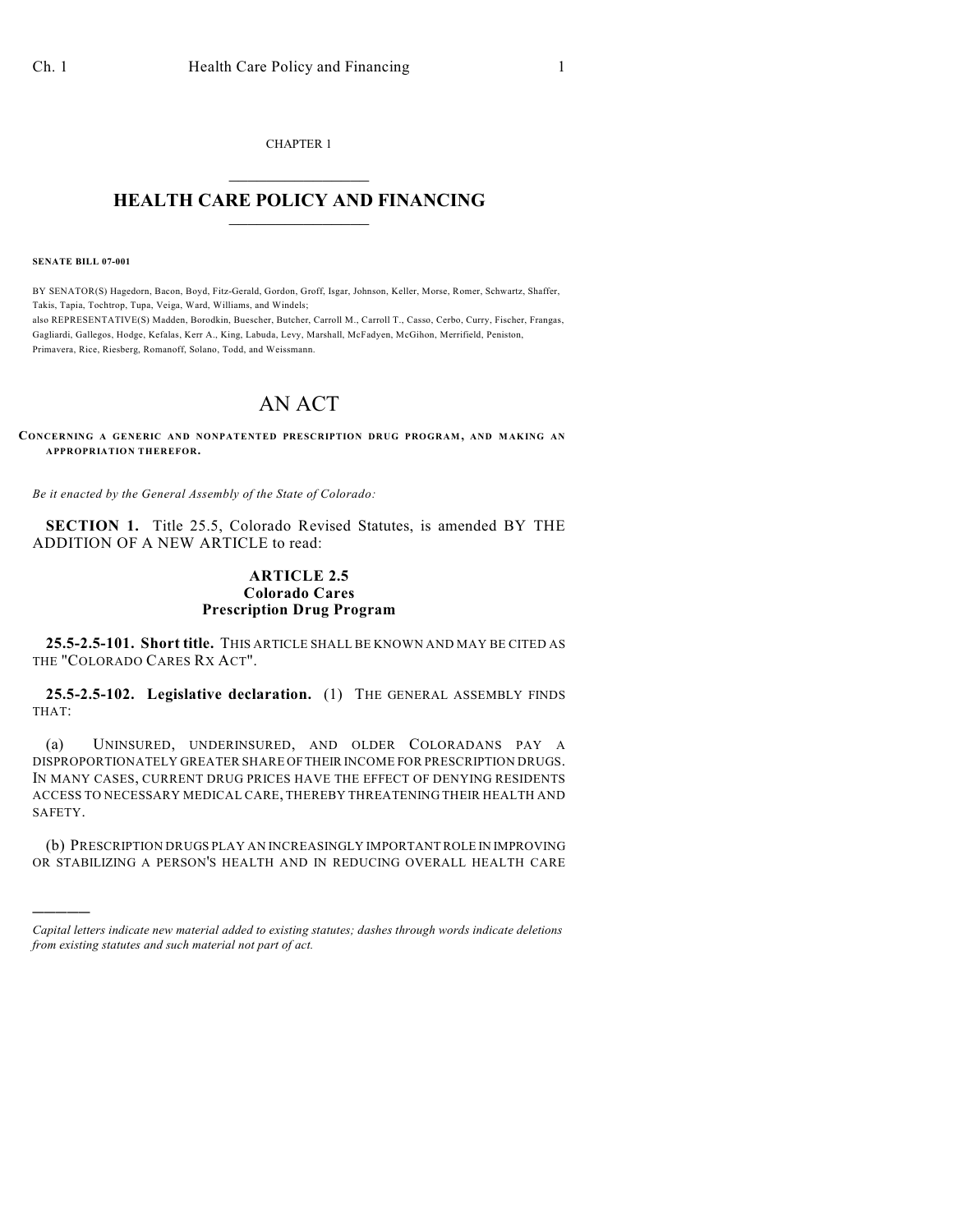CHAPTER 1

# HEALTH CARE POLICY AND FINANCING

**SENATE BILL 07-001**

BY SENATOR(S) Hagedorn, Bacon, Boyd, Fitz-Gerald, Gordon, Groff, Isgar, Johnson, Keller, Morse, Romer, Schwartz, Shaffer, Takis, Tapia, Tochtrop, Tupa, Veiga, Ward, Williams, and Windels;
also REPRESENTATIVE(S) Madden, Borodkin, Buescher, Butcher, Carroll M., Carroll T., Casso, Cerbo, Curry, Fischer, Frangas, Gagliardi, Gallegos, Hodge, Kefalas, Kerr A., King, Labuda, Levy, Marshall, McFadyen, McGihon, Merrifield, Peniston, Primavera, Rice, Riesberg, Romanoff, Solano, Todd, and Weissmann.

# AN ACT

**CONCERNING A GENERIC AND NONPATENTED PRESCRIPTION DRUG PROGRAM, AND MAKING AN APPROPRIATION THEREFOR.**

*Be it enacted by the General Assembly of the State of Colorado:*

**SECTION 1.** Title 25.5, Colorado Revised Statutes, is amended BY THE ADDITION OF A NEW ARTICLE to read:

## ARTICLE 2.5
## Colorado Cares Prescription Drug Program

**25.5-2.5-101. Short title.** THIS ARTICLE SHALL BE KNOWN AND MAY BE CITED AS THE "COLORADO CARES RX ACT".

**25.5-2.5-102. Legislative declaration.** (1) THE GENERAL ASSEMBLY FINDS THAT:

(a) UNINSURED, UNDERINSURED, AND OLDER COLORADANS PAY A DISPROPORTIONATELY GREATER SHARE OF THEIR INCOME FOR PRESCRIPTION DRUGS. IN MANY CASES, CURRENT DRUG PRICES HAVE THE EFFECT OF DENYING RESIDENTS ACCESS TO NECESSARY MEDICAL CARE, THEREBY THREATENING THEIR HEALTH AND SAFETY.

(b) PRESCRIPTION DRUGS PLAY AN INCREASINGLY IMPORTANT ROLE IN IMPROVING OR STABILIZING A PERSON'S HEALTH AND IN REDUCING OVERALL HEALTH CARE

*Capital letters indicate new material added to existing statutes; dashes through words indicate deletions from existing statutes and such material not part of act.*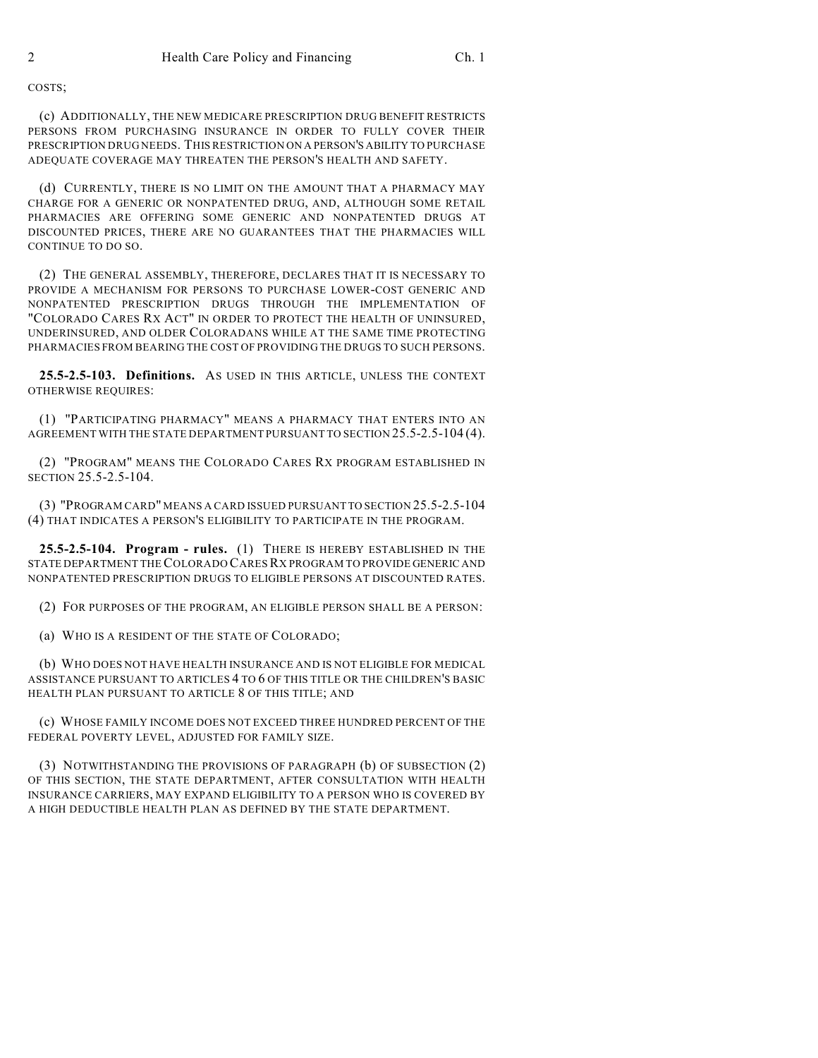COSTS;

(c) ADDITIONALLY, THE NEW MEDICARE PRESCRIPTION DRUG BENEFIT RESTRICTS PERSONS FROM PURCHASING INSURANCE IN ORDER TO FULLY COVER THEIR PRESCRIPTION DRUG NEEDS. THIS RESTRICTION ON A PERSON'S ABILITY TO PURCHASE ADEQUATE COVERAGE MAY THREATEN THE PERSON'S HEALTH AND SAFETY.

(d) CURRENTLY, THERE IS NO LIMIT ON THE AMOUNT THAT A PHARMACY MAY CHARGE FOR A GENERIC OR NONPATENTED DRUG, AND, ALTHOUGH SOME RETAIL PHARMACIES ARE OFFERING SOME GENERIC AND NONPATENTED DRUGS AT DISCOUNTED PRICES, THERE ARE NO GUARANTEES THAT THE PHARMACIES WILL CONTINUE TO DO SO.

(2) THE GENERAL ASSEMBLY, THEREFORE, DECLARES THAT IT IS NECESSARY TO PROVIDE A MECHANISM FOR PERSONS TO PURCHASE LOWER-COST GENERIC AND NONPATENTED PRESCRIPTION DRUGS THROUGH THE IMPLEMENTATION OF "COLORADO CARES RX ACT" IN ORDER TO PROTECT THE HEALTH OF UNINSURED, UNDERINSURED, AND OLDER COLORADANS WHILE AT THE SAME TIME PROTECTING PHARMACIES FROM BEARING THE COST OF PROVIDING THE DRUGS TO SUCH PERSONS.

**25.5-2.5-103. Definitions.** AS USED IN THIS ARTICLE, UNLESS THE CONTEXT OTHERWISE REQUIRES:

(1) "PARTICIPATING PHARMACY" MEANS A PHARMACY THAT ENTERS INTO AN AGREEMENT WITH THE STATE DEPARTMENT PURSUANT TO SECTION 25.5-2.5-104 (4).

(2) "PROGRAM" MEANS THE COLORADO CARES RX PROGRAM ESTABLISHED IN SECTION 25.5-2.5-104.

(3) "PROGRAM CARD" MEANS A CARD ISSUED PURSUANT TO SECTION 25.5-2.5-104 (4) THAT INDICATES A PERSON'S ELIGIBILITY TO PARTICIPATE IN THE PROGRAM.

**25.5-2.5-104. Program - rules.** (1) THERE IS HEREBY ESTABLISHED IN THE STATE DEPARTMENT THE COLORADO CARES RX PROGRAM TO PROVIDE GENERIC AND NONPATENTED PRESCRIPTION DRUGS TO ELIGIBLE PERSONS AT DISCOUNTED RATES.

(2) FOR PURPOSES OF THE PROGRAM, AN ELIGIBLE PERSON SHALL BE A PERSON:

(a) WHO IS A RESIDENT OF THE STATE OF COLORADO;

(b) WHO DOES NOT HAVE HEALTH INSURANCE AND IS NOT ELIGIBLE FOR MEDICAL ASSISTANCE PURSUANT TO ARTICLES 4 TO 6 OF THIS TITLE OR THE CHILDREN'S BASIC HEALTH PLAN PURSUANT TO ARTICLE 8 OF THIS TITLE; AND

(c) WHOSE FAMILY INCOME DOES NOT EXCEED THREE HUNDRED PERCENT OF THE FEDERAL POVERTY LEVEL, ADJUSTED FOR FAMILY SIZE.

(3) NOTWITHSTANDING THE PROVISIONS OF PARAGRAPH (b) OF SUBSECTION (2) OF THIS SECTION, THE STATE DEPARTMENT, AFTER CONSULTATION WITH HEALTH INSURANCE CARRIERS, MAY EXPAND ELIGIBILITY TO A PERSON WHO IS COVERED BY A HIGH DEDUCTIBLE HEALTH PLAN AS DEFINED BY THE STATE DEPARTMENT.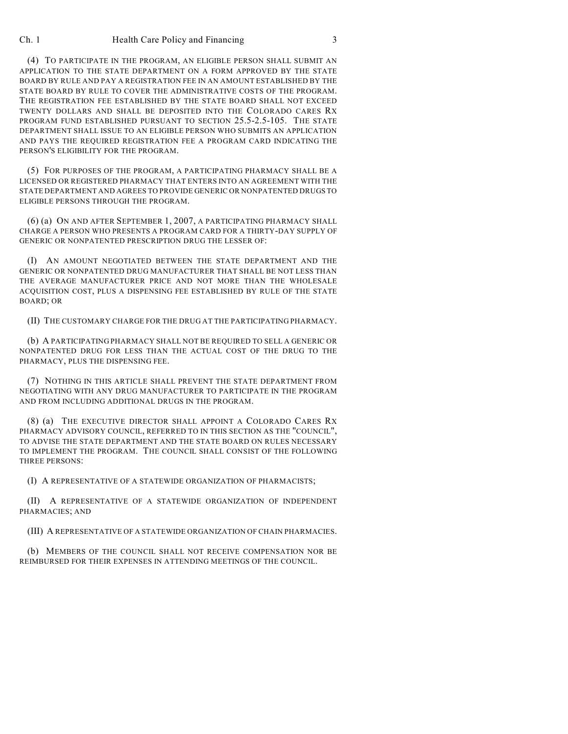(4) TO PARTICIPATE IN THE PROGRAM, AN ELIGIBLE PERSON SHALL SUBMIT AN APPLICATION TO THE STATE DEPARTMENT ON A FORM APPROVED BY THE STATE BOARD BY RULE AND PAY A REGISTRATION FEE IN AN AMOUNT ESTABLISHED BY THE STATE BOARD BY RULE TO COVER THE ADMINISTRATIVE COSTS OF THE PROGRAM. THE REGISTRATION FEE ESTABLISHED BY THE STATE BOARD SHALL NOT EXCEED TWENTY DOLLARS AND SHALL BE DEPOSITED INTO THE COLORADO CARES RX PROGRAM FUND ESTABLISHED PURSUANT TO SECTION 25.5-2.5-105. THE STATE DEPARTMENT SHALL ISSUE TO AN ELIGIBLE PERSON WHO SUBMITS AN APPLICATION AND PAYS THE REQUIRED REGISTRATION FEE A PROGRAM CARD INDICATING THE PERSON'S ELIGIBILITY FOR THE PROGRAM.

(5) FOR PURPOSES OF THE PROGRAM, A PARTICIPATING PHARMACY SHALL BE A LICENSED OR REGISTERED PHARMACY THAT ENTERS INTO AN AGREEMENT WITH THE STATE DEPARTMENT AND AGREES TO PROVIDE GENERIC OR NONPATENTED DRUGS TO ELIGIBLE PERSONS THROUGH THE PROGRAM.

(6) (a) ON AND AFTER SEPTEMBER 1, 2007, A PARTICIPATING PHARMACY SHALL CHARGE A PERSON WHO PRESENTS A PROGRAM CARD FOR A THIRTY-DAY SUPPLY OF GENERIC OR NONPATENTED PRESCRIPTION DRUG THE LESSER OF:

(I) AN AMOUNT NEGOTIATED BETWEEN THE STATE DEPARTMENT AND THE GENERIC OR NONPATENTED DRUG MANUFACTURER THAT SHALL BE NOT LESS THAN THE AVERAGE MANUFACTURER PRICE AND NOT MORE THAN THE WHOLESALE ACQUISITION COST, PLUS A DISPENSING FEE ESTABLISHED BY RULE OF THE STATE BOARD; OR

(II) THE CUSTOMARY CHARGE FOR THE DRUG AT THE PARTICIPATING PHARMACY.

(b) A PARTICIPATING PHARMACY SHALL NOT BE REQUIRED TO SELL A GENERIC OR NONPATENTED DRUG FOR LESS THAN THE ACTUAL COST OF THE DRUG TO THE PHARMACY, PLUS THE DISPENSING FEE.

(7) NOTHING IN THIS ARTICLE SHALL PREVENT THE STATE DEPARTMENT FROM NEGOTIATING WITH ANY DRUG MANUFACTURER TO PARTICIPATE IN THE PROGRAM AND FROM INCLUDING ADDITIONAL DRUGS IN THE PROGRAM.

(8) (a) THE EXECUTIVE DIRECTOR SHALL APPOINT A COLORADO CARES RX PHARMACY ADVISORY COUNCIL, REFERRED TO IN THIS SECTION AS THE "COUNCIL", TO ADVISE THE STATE DEPARTMENT AND THE STATE BOARD ON RULES NECESSARY TO IMPLEMENT THE PROGRAM. THE COUNCIL SHALL CONSIST OF THE FOLLOWING THREE PERSONS:

(I) A REPRESENTATIVE OF A STATEWIDE ORGANIZATION OF PHARMACISTS;

(II) A REPRESENTATIVE OF A STATEWIDE ORGANIZATION OF INDEPENDENT PHARMACIES; AND

(III) A REPRESENTATIVE OF A STATEWIDE ORGANIZATION OF CHAIN PHARMACIES.

(b) MEMBERS OF THE COUNCIL SHALL NOT RECEIVE COMPENSATION NOR BE REIMBURSED FOR THEIR EXPENSES IN ATTENDING MEETINGS OF THE COUNCIL.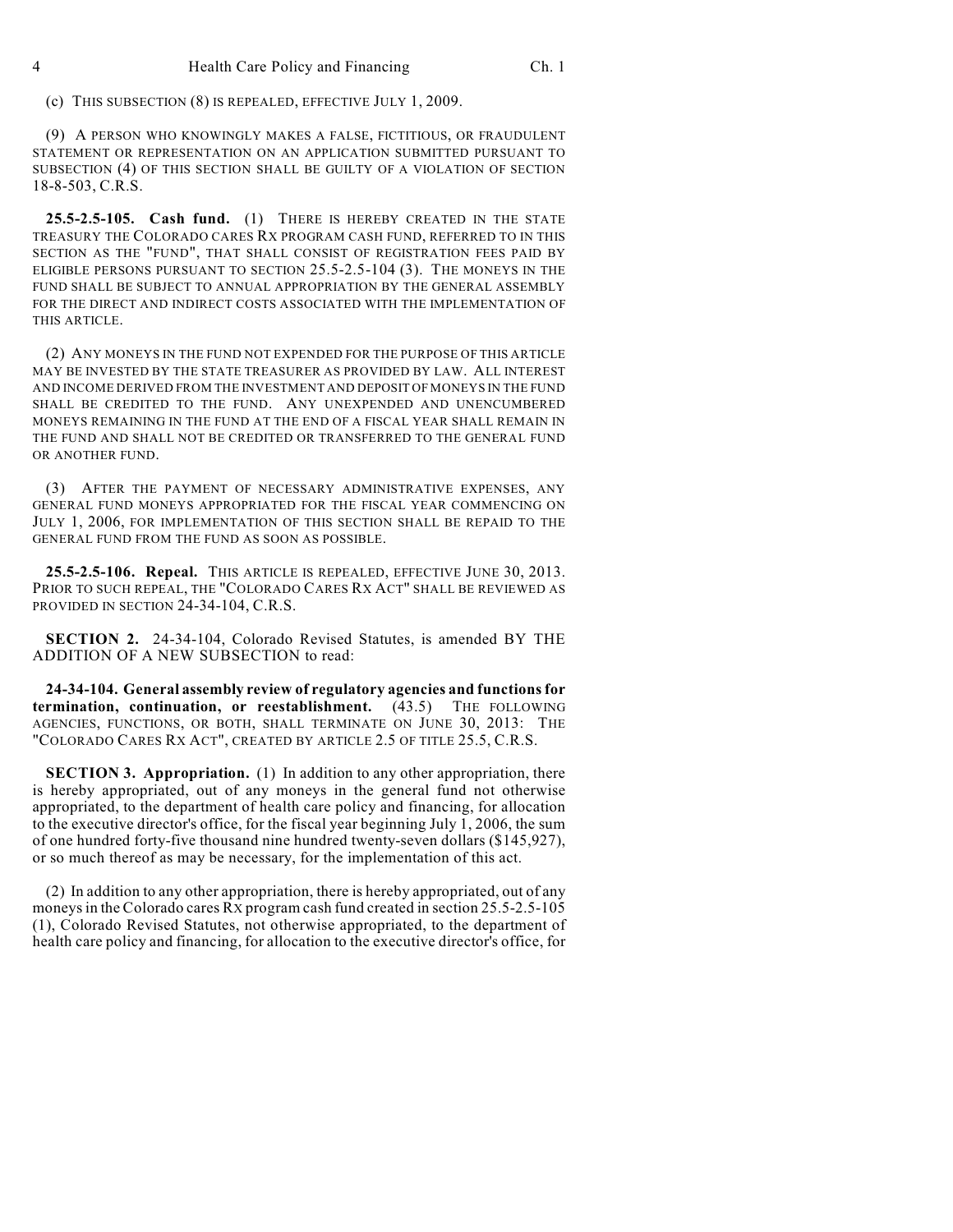(c) THIS SUBSECTION (8) IS REPEALED, EFFECTIVE JULY 1, 2009.

(9) A PERSON WHO KNOWINGLY MAKES A FALSE, FICTITIOUS, OR FRAUDULENT STATEMENT OR REPRESENTATION ON AN APPLICATION SUBMITTED PURSUANT TO SUBSECTION (4) OF THIS SECTION SHALL BE GUILTY OF A VIOLATION OF SECTION 18-8-503, C.R.S.

**25.5-2.5-105. Cash fund.** (1) THERE IS HEREBY CREATED IN THE STATE TREASURY THE COLORADO CARES RX PROGRAM CASH FUND, REFERRED TO IN THIS SECTION AS THE "FUND", THAT SHALL CONSIST OF REGISTRATION FEES PAID BY ELIGIBLE PERSONS PURSUANT TO SECTION 25.5-2.5-104 (3). THE MONEYS IN THE FUND SHALL BE SUBJECT TO ANNUAL APPROPRIATION BY THE GENERAL ASSEMBLY FOR THE DIRECT AND INDIRECT COSTS ASSOCIATED WITH THE IMPLEMENTATION OF THIS ARTICLE.

(2) ANY MONEYS IN THE FUND NOT EXPENDED FOR THE PURPOSE OF THIS ARTICLE MAY BE INVESTED BY THE STATE TREASURER AS PROVIDED BY LAW. ALL INTEREST AND INCOME DERIVED FROM THE INVESTMENT AND DEPOSIT OF MONEYS IN THE FUND SHALL BE CREDITED TO THE FUND. ANY UNEXPENDED AND UNENCUMBERED MONEYS REMAINING IN THE FUND AT THE END OF A FISCAL YEAR SHALL REMAIN IN THE FUND AND SHALL NOT BE CREDITED OR TRANSFERRED TO THE GENERAL FUND OR ANOTHER FUND.

(3) AFTER THE PAYMENT OF NECESSARY ADMINISTRATIVE EXPENSES, ANY GENERAL FUND MONEYS APPROPRIATED FOR THE FISCAL YEAR COMMENCING ON JULY 1, 2006, FOR IMPLEMENTATION OF THIS SECTION SHALL BE REPAID TO THE GENERAL FUND FROM THE FUND AS SOON AS POSSIBLE.

**25.5-2.5-106. Repeal.** THIS ARTICLE IS REPEALED, EFFECTIVE JUNE 30, 2013. PRIOR TO SUCH REPEAL, THE "COLORADO CARES RX ACT" SHALL BE REVIEWED AS PROVIDED IN SECTION 24-34-104, C.R.S.

**SECTION 2.** 24-34-104, Colorado Revised Statutes, is amended BY THE ADDITION OF A NEW SUBSECTION to read:

**24-34-104. General assembly review of regulatory agencies and functions for termination, continuation, or reestablishment.** (43.5) THE FOLLOWING AGENCIES, FUNCTIONS, OR BOTH, SHALL TERMINATE ON JUNE 30, 2013: THE "COLORADO CARES RX ACT", CREATED BY ARTICLE 2.5 OF TITLE 25.5, C.R.S.

**SECTION 3. Appropriation.** (1) In addition to any other appropriation, there is hereby appropriated, out of any moneys in the general fund not otherwise appropriated, to the department of health care policy and financing, for allocation to the executive director's office, for the fiscal year beginning July 1, 2006, the sum of one hundred forty-five thousand nine hundred twenty-seven dollars ($145,927), or so much thereof as may be necessary, for the implementation of this act.

(2) In addition to any other appropriation, there is hereby appropriated, out of any moneys in the Colorado cares Rx program cash fund created in section 25.5-2.5-105 (1), Colorado Revised Statutes, not otherwise appropriated, to the department of health care policy and financing, for allocation to the executive director's office, for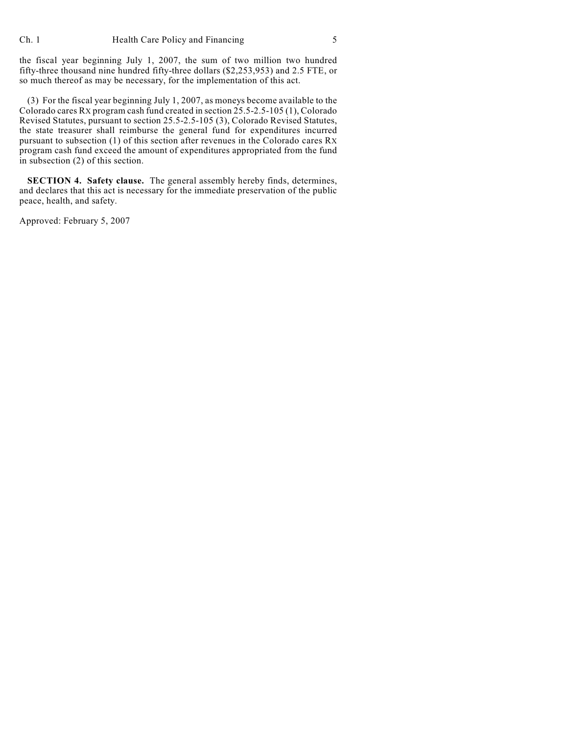the fiscal year beginning July 1, 2007, the sum of two million two hundred fifty-three thousand nine hundred fifty-three dollars ($2,253,953) and 2.5 FTE, or so much thereof as may be necessary, for the implementation of this act.

(3) For the fiscal year beginning July 1, 2007, as moneys become available to the Colorado cares RX program cash fund created in section 25.5-2.5-105 (1), Colorado Revised Statutes, pursuant to section 25.5-2.5-105 (3), Colorado Revised Statutes, the state treasurer shall reimburse the general fund for expenditures incurred pursuant to subsection (1) of this section after revenues in the Colorado cares RX program cash fund exceed the amount of expenditures appropriated from the fund in subsection (2) of this section.

**SECTION 4. Safety clause.** The general assembly hereby finds, determines, and declares that this act is necessary for the immediate preservation of the public peace, health, and safety.

Approved: February 5, 2007